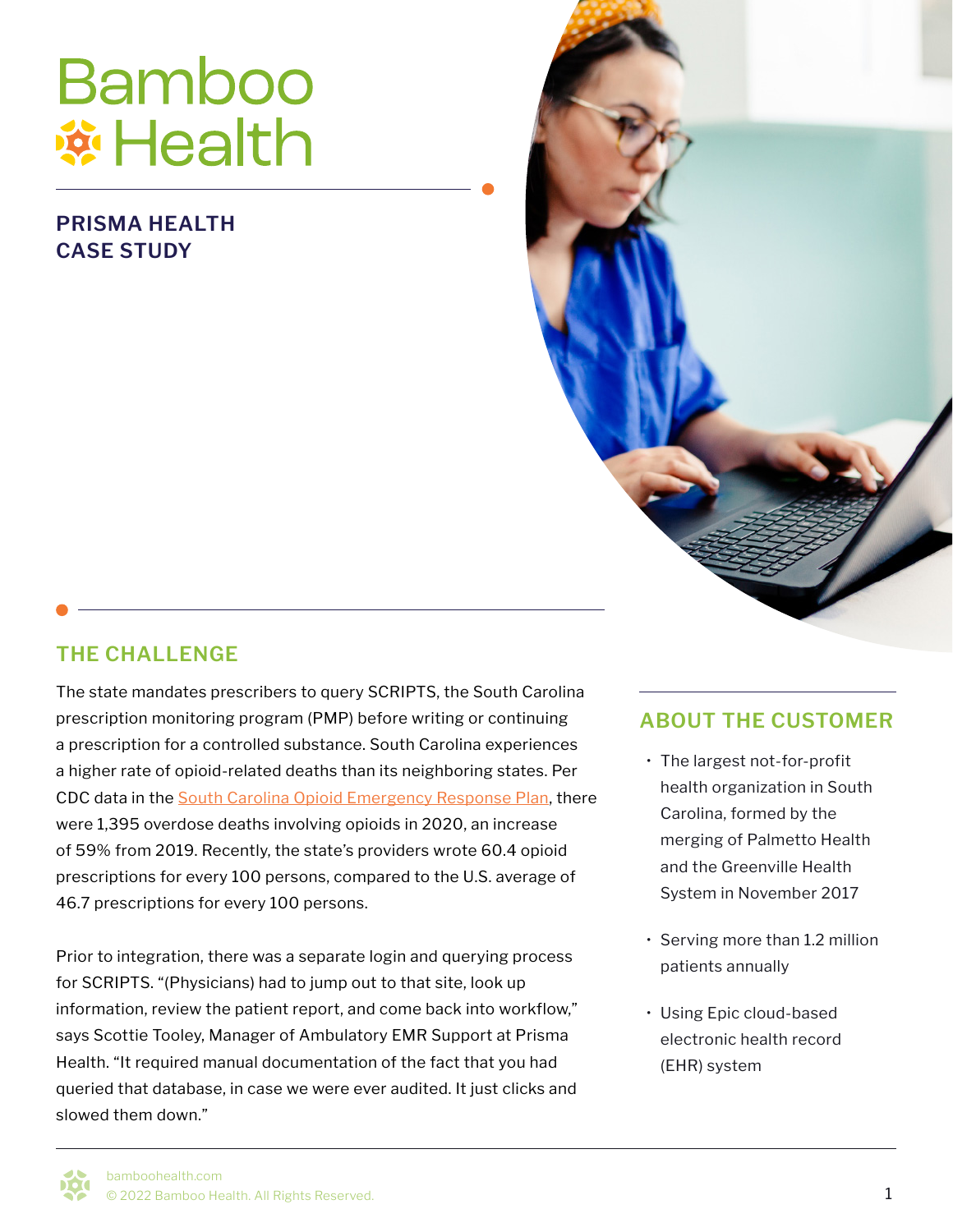# Bamboo Health

## PRISMA HEALTH CASE STUDY

## THE CHALLENGE

The state mandates prescribers to query SCRIPTS, the South Carolina prescription monitoring program (PMP) before writing or continuing a prescription for a controlled substance. South Carolina experiences a higher rate of opioid-related deaths than its neighboring states. Per CDC data in the South Carolina Opioid Emergency Response Plan, there were 1,395 overdose deaths involving opioids in 2020, an increase of 59% from 2019. Recently, the state's providers wrote 60.4 opioid prescriptions for every 100 persons, compared to the U.S. average of 46.7 prescriptions for every 100 persons.

Prior to integration, there was a separate login and querying process for SCRIPTS. "(Physicians) had to jump out to that site, look up information, review the patient report, and come back into workflow," says Scottie Tooley, Manager of Ambulatory EMR Support at Prisma Health. "It required manual documentation of the fact that you had queried that database, in case we were ever audited. It just clicks and slowed them down."

## ABOUT THE CUSTOMER

- The largest not-for-profit health organization in South Carolina, formed by the merging of Palmetto Health and the Greenville Health System in November 2017
- Serving more than 1.2 million patients annually
- Using Epic cloud-based electronic health record (EHR) system

bamboohealth.com
© 2022 Bamboo Health. All Rights Reserved.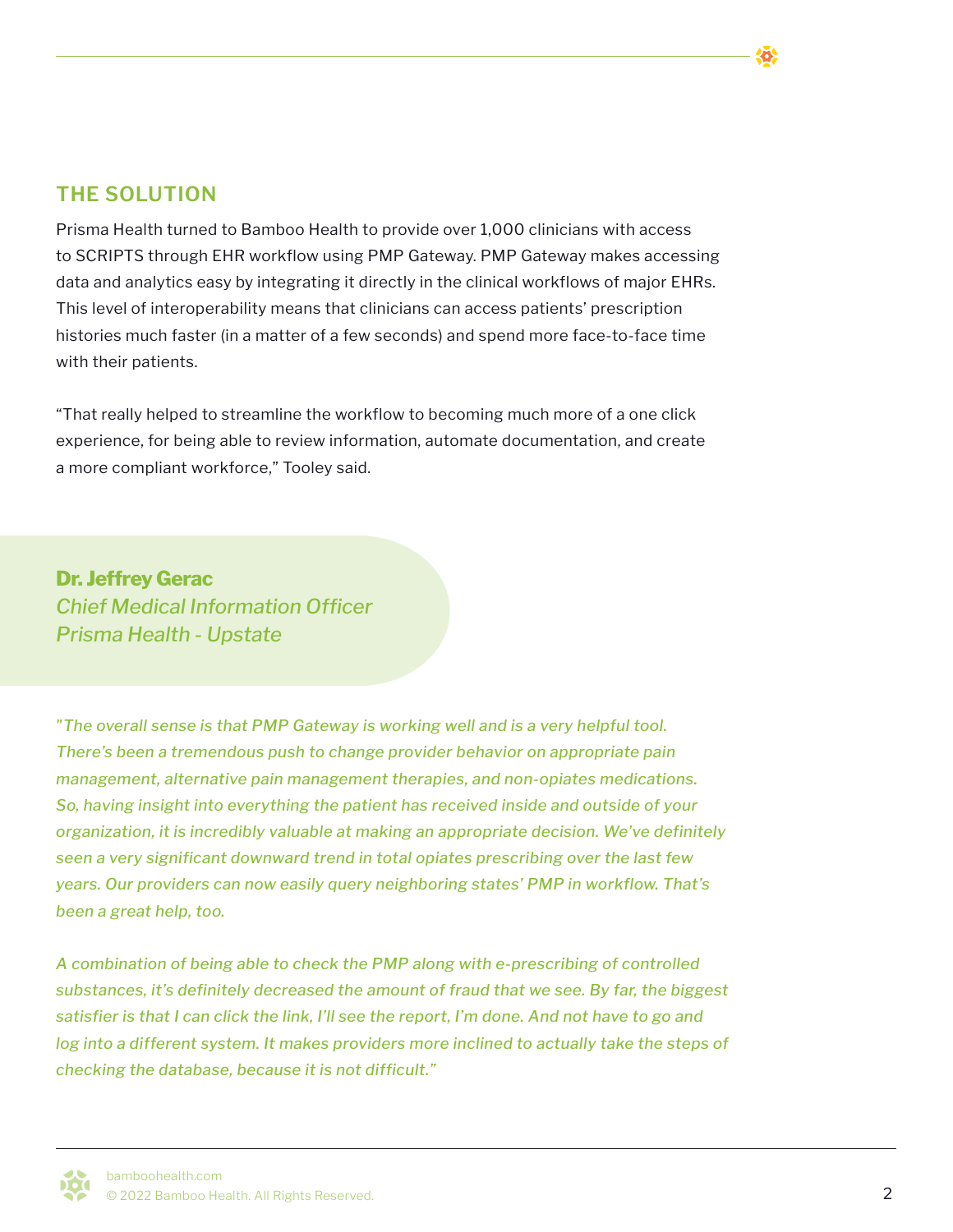## THE SOLUTION

Prisma Health turned to Bamboo Health to provide over 1,000 clinicians with access to SCRIPTS through EHR workflow using PMP Gateway. PMP Gateway makes accessing data and analytics easy by integrating it directly in the clinical workflows of major EHRs. This level of interoperability means that clinicians can access patients' prescription histories much faster (in a matter of a few seconds) and spend more face-to-face time with their patients.

"That really helped to streamline the workflow to becoming much more of a one click experience, for being able to review information, automate documentation, and create a more compliant workforce," Tooley said.

**Dr. Jeffrey Gerac**
*Chief Medical Information Officer*
*Prisma Health - Upstate*

*"The overall sense is that PMP Gateway is working well and is a very helpful tool. There's been a tremendous push to change provider behavior on appropriate pain management, alternative pain management therapies, and non-opiates medications. So, having insight into everything the patient has received inside and outside of your organization, it is incredibly valuable at making an appropriate decision. We've definitely seen a very significant downward trend in total opiates prescribing over the last few years. Our providers can now easily query neighboring states' PMP in workflow. That's been a great help, too.*

*A combination of being able to check the PMP along with e-prescribing of controlled substances, it's definitely decreased the amount of fraud that we see. By far, the biggest satisfier is that I can click the link, I'll see the report, I'm done. And not have to go and log into a different system. It makes providers more inclined to actually take the steps of checking the database, because it is not difficult."*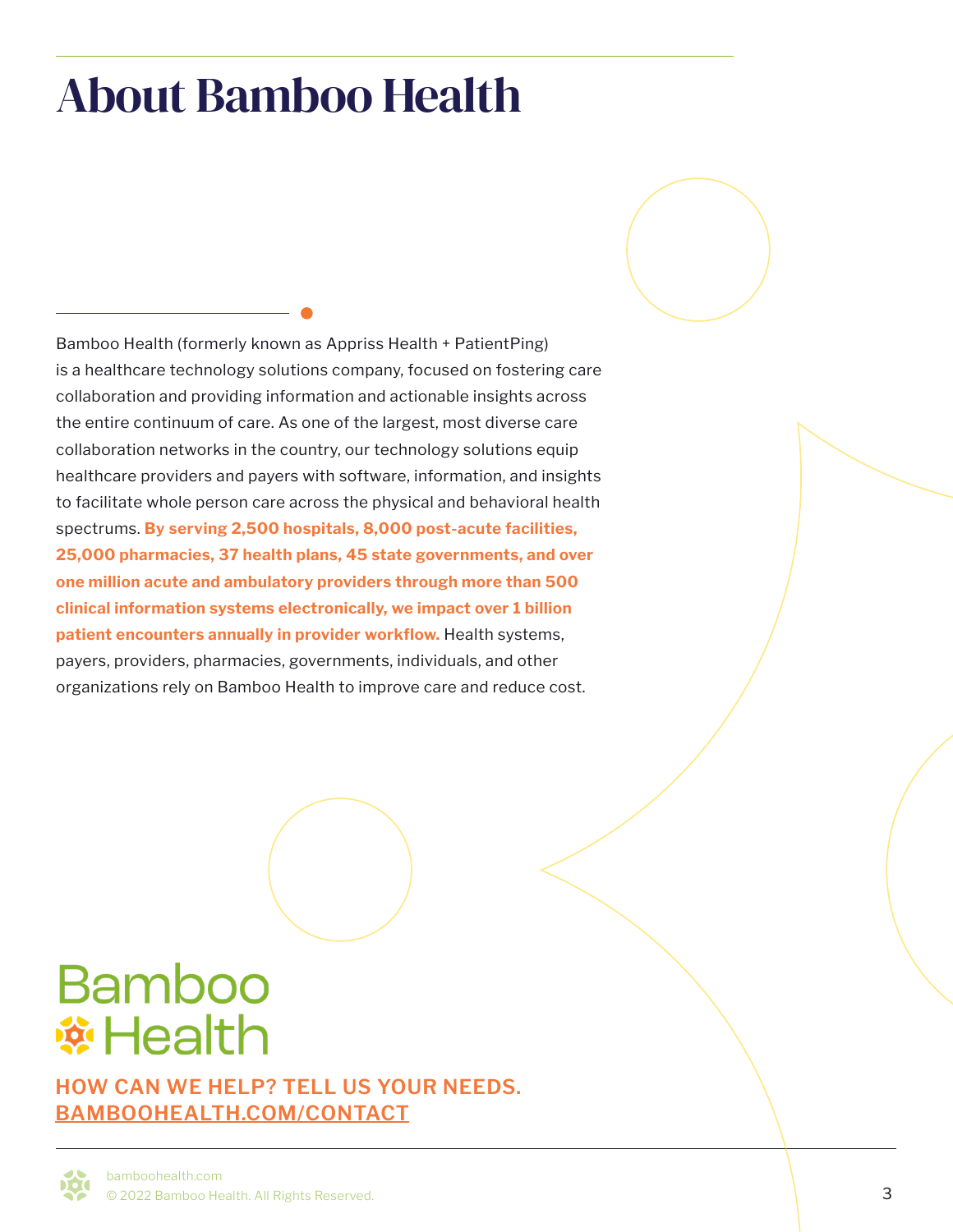# About Bamboo Health

Bamboo Health (formerly known as Appriss Health + PatientPing) is a healthcare technology solutions company, focused on fostering care collaboration and providing information and actionable insights across the entire continuum of care. As one of the largest, most diverse care collaboration networks in the country, our technology solutions equip healthcare providers and payers with software, information, and insights to facilitate whole person care across the physical and behavioral health spectrums. **By serving 2,500 hospitals, 8,000 post-acute facilities, 25,000 pharmacies, 37 health plans, 45 state governments, and over one million acute and ambulatory providers through more than 500 clinical information systems electronically, we impact over 1 billion patient encounters annually in provider workflow.** Health systems, payers, providers, pharmacies, governments, individuals, and other organizations rely on Bamboo Health to improve care and reduce cost.

Bamboo Health

**HOW CAN WE HELP? TELL US YOUR NEEDS.**
**BAMBOOHEALTH.COM/CONTACT**

bamboohealth.com
© 2022 Bamboo Health. All Rights Reserved.